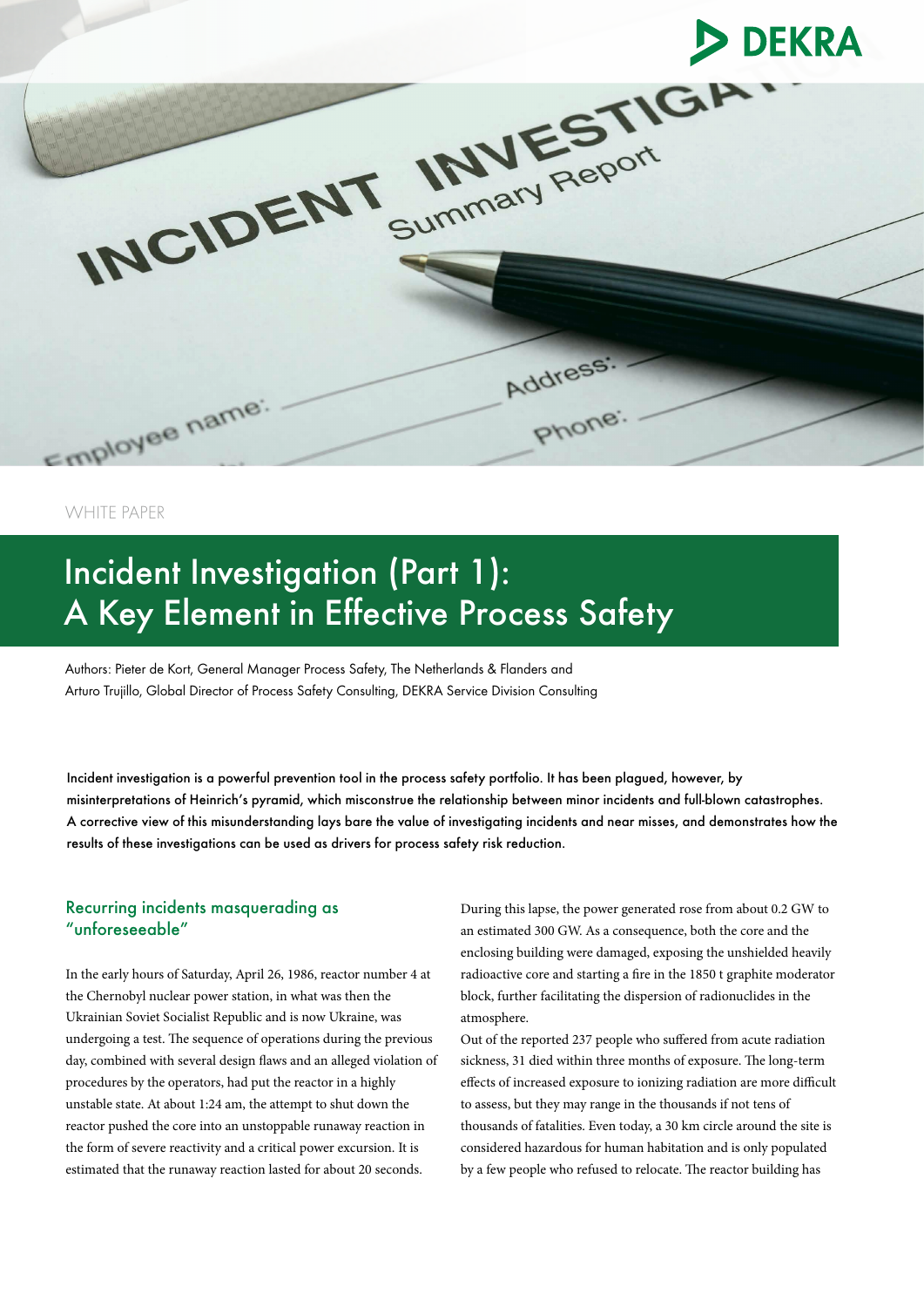WHITE PAPER

# Incident Investigation (Part 1): A Key Element in Effective Process Safety

Authors: Pieter de Kort, General Manager Process Safety, The Netherlands & Flanders and Arturo Trujillo, Global Director of Process Safety Consulting, DEKRA Service Division Consulting

Incident investigation is a powerful prevention tool in the process safety portfolio. It has been plagued, however, by misinterpretations of Heinrich's pyramid, which misconstrue the relationship between minor incidents and full-blown catastrophes. A corrective view of this misunderstanding lays bare the value of investigating incidents and near misses, and demonstrates how the results of these investigations can be used as drivers for process safety risk reduction.

## Recurring incidents masquerading as "unforeseeable"

In the early hours of Saturday, April 26, 1986, reactor number 4 at the Chernobyl nuclear power station, in what was then the Ukrainian Soviet Socialist Republic and is now Ukraine, was undergoing a test. The sequence of operations during the previous day, combined with several design flaws and an alleged violation of procedures by the operators, had put the reactor in a highly unstable state. At about 1:24 am, the attempt to shut down the reactor pushed the core into an unstoppable runaway reaction in the form of severe reactivity and a critical power excursion. It is estimated that the runaway reaction lasted for about 20 seconds.

During this lapse, the power generated rose from about 0.2 GW to an estimated 300 GW. As a consequence, both the core and the enclosing building were damaged, exposing the unshielded heavily radioactive core and starting a fire in the 1850 t graphite moderator block, further facilitating the dispersion of radionuclides in the atmosphere.

Out of the reported 237 people who suffered from acute radiation sickness, 31 died within three months of exposure. The long-term effects of increased exposure to ionizing radiation are more difficult to assess, but they may range in the thousands if not tens of thousands of fatalities. Even today, a 30 km circle around the site is considered hazardous for human habitation and is only populated by a few people who refused to relocate. The reactor building has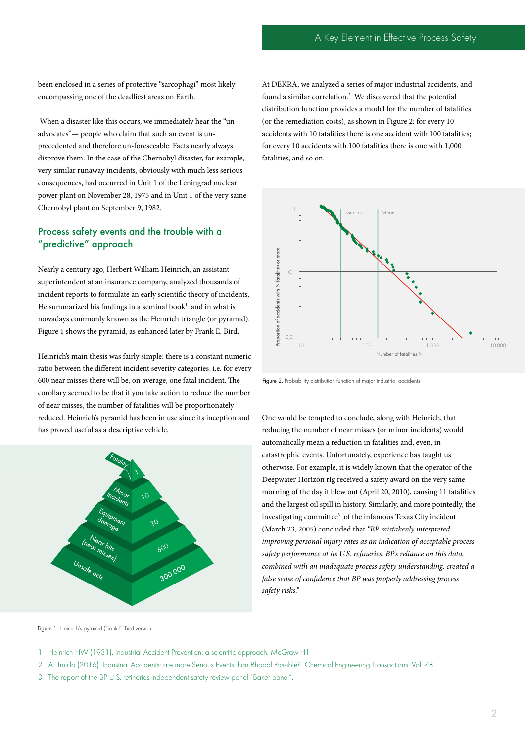been enclosed in a series of protective "sarcophagi" most likely encompassing one of the deadliest areas on Earth.

When a disaster like this occurs, we immediately hear the "un-advocates"— people who claim that such an event is un-precedented and therefore un-foreseeable. Facts nearly always disprove them. In the case of the Chernobyl disaster, for example, very similar runaway incidents, obviously with much less serious consequences, had occurred in Unit 1 of the Leningrad nuclear power plant on November 28, 1975 and in Unit 1 of the very same Chernobyl plant on September 9, 1982.

## Process safety events and the trouble with a "predictive" approach

Nearly a century ago, Herbert William Heinrich, an assistant superintendent at an insurance company, analyzed thousands of incident reports to formulate an early scientific theory of incidents. He summarized his findings in a seminal book[1] and in what is nowadays commonly known as the Heinrich triangle (or pyramid). Figure 1 shows the pyramid, as enhanced later by Frank E. Bird.

Heinrich's main thesis was fairly simple: there is a constant numeric ratio between the different incident severity categories, i.e. for every 600 near misses there will be, on average, one fatal incident. The corollary seemed to be that if you take action to reduce the number of near misses, the number of fatalities will be proportionately reduced. Heinrich's pyramid has been in use since its inception and has proved useful as a descriptive vehicle.

Fatality 1
Minor incidents 10
Equipment damage 30
Near hits (near misses) 600
Unsafe acts 300.000

Figure 1. Heinrich's pyramid (Frank E. Bird version)

At DEKRA, we analyzed a series of major industrial accidents, and found a similar correlation.[2] We discovered that the potential distribution function provides a model for the number of fatalities (or the remediation costs), as shown in Figure 2: for every 10 accidents with 10 fatalities there is one accident with 100 fatalities; for every 10 accidents with 100 fatalities there is one with 1,000 fatalities, and so on.

Figure 2. Probability distribution function of major industrial accidents

One would be tempted to conclude, along with Heinrich, that reducing the number of near misses (or minor incidents) would automatically mean a reduction in fatalities and, even, in catastrophic events. Unfortunately, experience has taught us otherwise. For example, it is widely known that the operator of the Deepwater Horizon rig received a safety award on the very same morning of the day it blew out (April 20, 2010), causing 11 fatalities and the largest oil spill in history. Similarly, and more pointedly, the investigating committee[3] of the infamous Texas City incident (March 23, 2005) concluded that *"BP mistakenly interpreted improving personal injury rates as an indication of acceptable process safety performance at its U.S. refineries. BP's reliance on this data, combined with an inadequate process safety understanding, created a false sense of confidence that BP was properly addressing process safety risks."*

1 Heinrich HW (1931). Industrial Accident Prevention: a scientific approach. McGraw-Hill

2 A. Trujillo (2016). Industrial Accidents: are more Serious Events than Bhopal Possible?. Chemical Engineering Transactions. Vol. 48.

3 The report of the BP U.S. refineries independent safety review panel "Baker panel".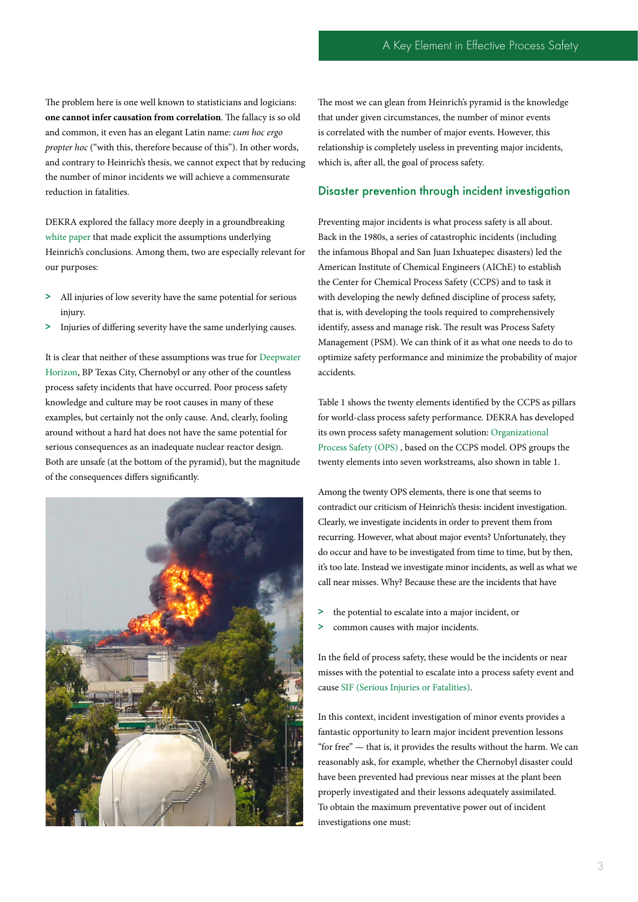The problem here is one well known to statisticians and logicians: **one cannot infer causation from correlation**. The fallacy is so old and common, it even has an elegant Latin name: *cum hoc ergo propter hoc* ("with this, therefore because of this"). In other words, and contrary to Heinrich's thesis, we cannot expect that by reducing the number of minor incidents we will achieve a commensurate reduction in fatalities.

DEKRA explored the fallacy more deeply in a groundbreaking white paper that made explicit the assumptions underlying Heinrich's conclusions. Among them, two are especially relevant for our purposes:

> All injuries of low severity have the same potential for serious injury.
> Injuries of differing severity have the same underlying causes.

It is clear that neither of these assumptions was true for Deepwater Horizon, BP Texas City, Chernobyl or any other of the countless process safety incidents that have occurred. Poor process safety knowledge and culture may be root causes in many of these examples, but certainly not the only cause. And, clearly, fooling around without a hard hat does not have the same potential for serious consequences as an inadequate nuclear reactor design. Both are unsafe (at the bottom of the pyramid), but the magnitude of the consequences differs significantly.

The most we can glean from Heinrich's pyramid is the knowledge that under given circumstances, the number of minor events is correlated with the number of major events. However, this relationship is completely useless in preventing major incidents, which is, after all, the goal of process safety.

## Disaster prevention through incident investigation

Preventing major incidents is what process safety is all about. Back in the 1980s, a series of catastrophic incidents (including the infamous Bhopal and San Juan Ixhuatepec disasters) led the American Institute of Chemical Engineers (AIChE) to establish the Center for Chemical Process Safety (CCPS) and to task it with developing the newly defined discipline of process safety, that is, with developing the tools required to comprehensively identify, assess and manage risk. The result was Process Safety Management (PSM). We can think of it as what one needs to do to optimize safety performance and minimize the probability of major accidents.

Table 1 shows the twenty elements identified by the CCPS as pillars for world-class process safety performance. DEKRA has developed its own process safety management solution: Organizational Process Safety (OPS) , based on the CCPS model. OPS groups the twenty elements into seven workstreams, also shown in table 1.

Among the twenty OPS elements, there is one that seems to contradict our criticism of Heinrich's thesis: incident investigation. Clearly, we investigate incidents in order to prevent them from recurring. However, what about major events? Unfortunately, they do occur and have to be investigated from time to time, but by then, it's too late. Instead we investigate minor incidents, as well as what we call near misses. Why? Because these are the incidents that have

> the potential to escalate into a major incident, or
> common causes with major incidents.

In the field of process safety, these would be the incidents or near misses with the potential to escalate into a process safety event and cause SIF (Serious Injuries or Fatalities).

In this context, incident investigation of minor events provides a fantastic opportunity to learn major incident prevention lessons "for free" — that is, it provides the results without the harm. We can reasonably ask, for example, whether the Chernobyl disaster could have been prevented had previous near misses at the plant been properly investigated and their lessons adequately assimilated. To obtain the maximum preventative power out of incident investigations one must: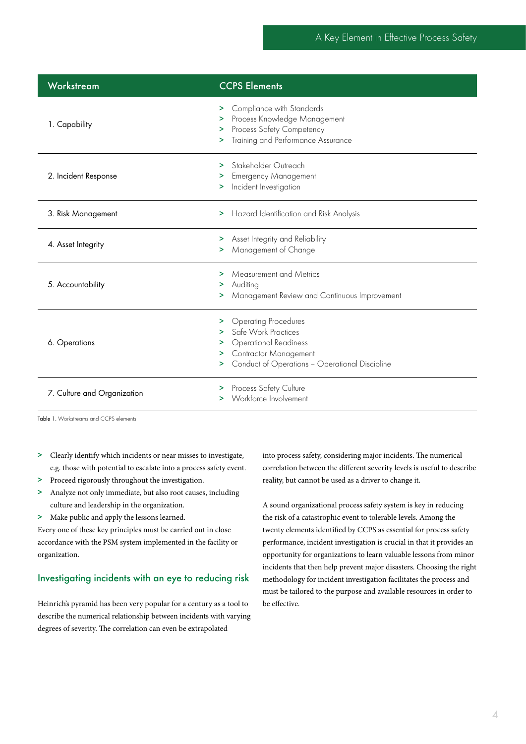| Workstream | CCPS Elements |
|---|---|
| 1. Capability | > Compliance with Standards<br>> Process Knowledge Management<br>> Process Safety Competency<br>> Training and Performance Assurance |
| 2. Incident Response | > Stakeholder Outreach<br>> Emergency Management<br>> Incident Investigation |
| 3. Risk Management | > Hazard Identification and Risk Analysis |
| 4. Asset Integrity | > Asset Integrity and Reliability<br>> Management of Change |
| 5. Accountability | > Measurement and Metrics<br>> Auditing<br>> Management Review and Continuous Improvement |
| 6. Operations | > Operating Procedures<br>> Safe Work Practices<br>> Operational Readiness<br>> Contractor Management<br>> Conduct of Operations – Operational Discipline |
| 7. Culture and Organization | > Process Safety Culture<br>> Workforce Involvement |

Table 1. Workstreams and CCPS elements

- Clearly identify which incidents or near misses to investigate, e.g. those with potential to escalate into a process safety event.
- Proceed rigorously throughout the investigation.
- Analyze not only immediate, but also root causes, including culture and leadership in the organization.
- Make public and apply the lessons learned.

Every one of these key principles must be carried out in close accordance with the PSM system implemented in the facility or organization.

## Investigating incidents with an eye to reducing risk

Heinrich's pyramid has been very popular for a century as a tool to describe the numerical relationship between incidents with varying degrees of severity. The correlation can even be extrapolated into process safety, considering major incidents. The numerical correlation between the different severity levels is useful to describe reality, but cannot be used as a driver to change it.

A sound organizational process safety system is key in reducing the risk of a catastrophic event to tolerable levels. Among the twenty elements identified by CCPS as essential for process safety performance, incident investigation is crucial in that it provides an opportunity for organizations to learn valuable lessons from minor incidents that then help prevent major disasters. Choosing the right methodology for incident investigation facilitates the process and must be tailored to the purpose and available resources in order to be effective.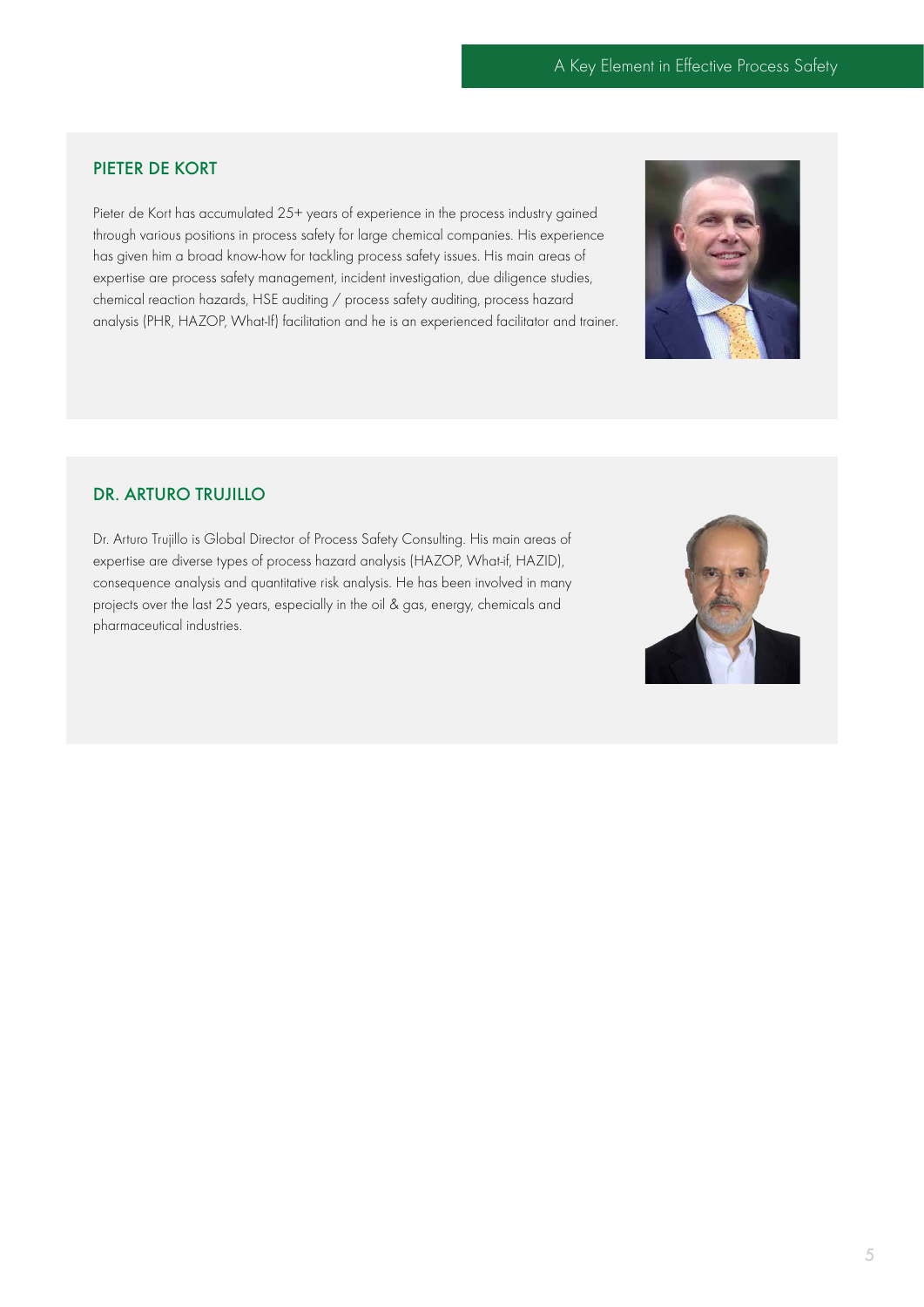## PIETER DE KORT

Pieter de Kort has accumulated 25+ years of experience in the process industry gained through various positions in process safety for large chemical companies. His experience has given him a broad know-how for tackling process safety issues. His main areas of expertise are process safety management, incident investigation, due diligence studies, chemical reaction hazards, HSE auditing / process safety auditing, process hazard analysis (PHR, HAZOP, What-If) facilitation and he is an experienced facilitator and trainer.

## DR. ARTURO TRUJILLO

Dr. Arturo Trujillo is Global Director of Process Safety Consulting. His main areas of expertise are diverse types of process hazard analysis (HAZOP, What-if, HAZID), consequence analysis and quantitative risk analysis. He has been involved in many projects over the last 25 years, especially in the oil & gas, energy, chemicals and pharmaceutical industries.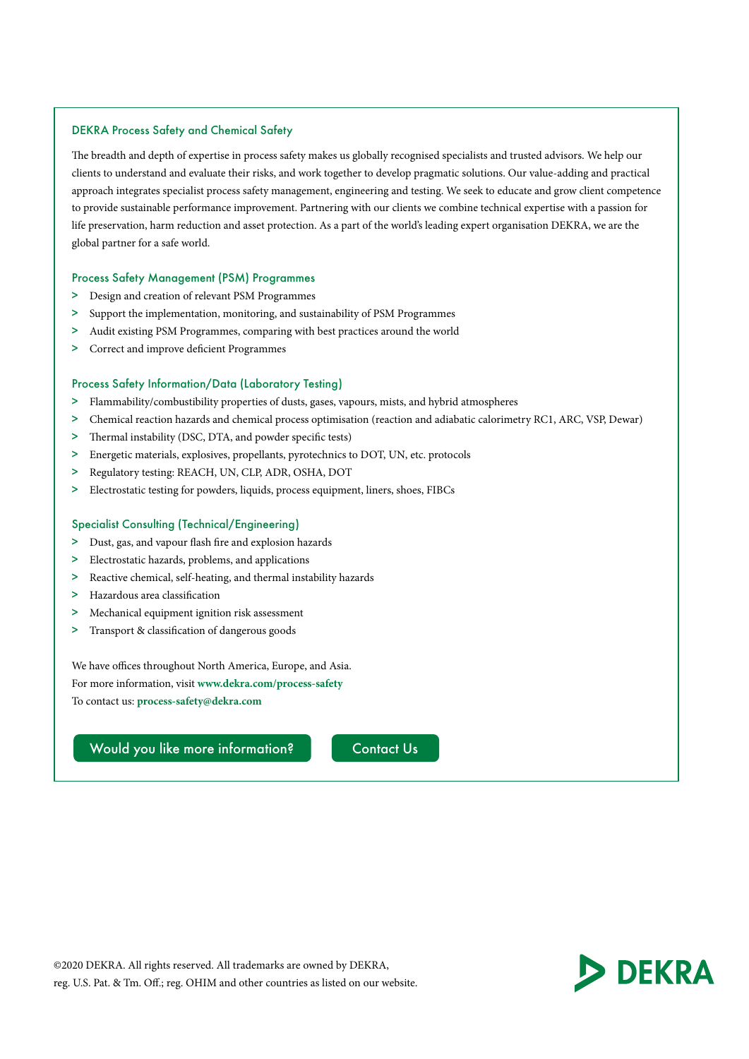## DEKRA Process Safety and Chemical Safety

The breadth and depth of expertise in process safety makes us globally recognised specialists and trusted advisors. We help our clients to understand and evaluate their risks, and work together to develop pragmatic solutions. Our value-adding and practical approach integrates specialist process safety management, engineering and testing. We seek to educate and grow client competence to provide sustainable performance improvement. Partnering with our clients we combine technical expertise with a passion for life preservation, harm reduction and asset protection. As a part of the world's leading expert organisation DEKRA, we are the global partner for a safe world.

### Process Safety Management (PSM) Programmes

- Design and creation of relevant PSM Programmes
- Support the implementation, monitoring, and sustainability of PSM Programmes
- Audit existing PSM Programmes, comparing with best practices around the world
- Correct and improve deficient Programmes

### Process Safety Information/Data (Laboratory Testing)

- Flammability/combustibility properties of dusts, gases, vapours, mists, and hybrid atmospheres
- Chemical reaction hazards and chemical process optimisation (reaction and adiabatic calorimetry RC1, ARC, VSP, Dewar)
- Thermal instability (DSC, DTA, and powder specific tests)
- Energetic materials, explosives, propellants, pyrotechnics to DOT, UN, etc. protocols
- Regulatory testing: REACH, UN, CLP, ADR, OSHA, DOT
- Electrostatic testing for powders, liquids, process equipment, liners, shoes, FIBCs

### Specialist Consulting (Technical/Engineering)

- Dust, gas, and vapour flash fire and explosion hazards
- Electrostatic hazards, problems, and applications
- Reactive chemical, self-heating, and thermal instability hazards
- Hazardous area classification
- Mechanical equipment ignition risk assessment
- Transport & classification of dangerous goods

We have offices throughout North America, Europe, and Asia.
For more information, visit **www.dekra.com/process-safety**
To contact us: **process-safety@dekra.com**

Would you like more information? | Contact Us

©2020 DEKRA. All rights reserved. All trademarks are owned by DEKRA, reg. U.S. Pat. & Tm. Off.; reg. OHIM and other countries as listed on our website.

DEKRA